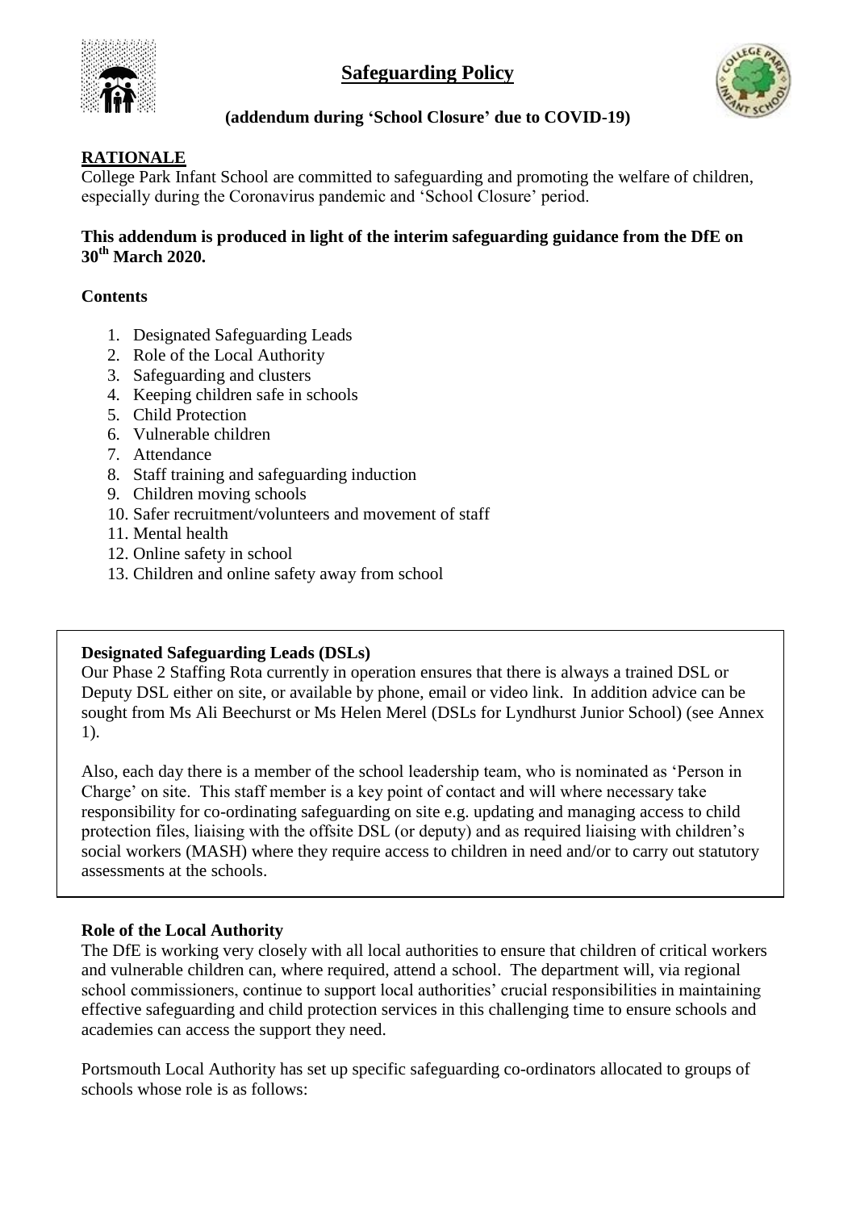# Safeguarding Policy

**(addendum during 'School Closure' due to COVID-19)**

## RATIONALE

College Park Infant School are committed to safeguarding and promoting the welfare of children, especially during the Coronavirus pandemic and 'School Closure' period.

**This addendum is produced in light of the interim safeguarding guidance from the DfE on 30th March 2020.**

**Contents**

1. Designated Safeguarding Leads
2. Role of the Local Authority
3. Safeguarding and clusters
4. Keeping children safe in schools
5. Child Protection
6. Vulnerable children
7. Attendance
8. Staff training and safeguarding induction
9. Children moving schools
10. Safer recruitment/volunteers and movement of staff
11. Mental health
12. Online safety in school
13. Children and online safety away from school

**Designated Safeguarding Leads (DSLs)**

Our Phase 2 Staffing Rota currently in operation ensures that there is always a trained DSL or Deputy DSL either on site, or available by phone, email or video link. In addition advice can be sought from Ms Ali Beechurst or Ms Helen Merel (DSLs for Lyndhurst Junior School) (see Annex 1).

Also, each day there is a member of the school leadership team, who is nominated as 'Person in Charge' on site. This staff member is a key point of contact and will where necessary take responsibility for co-ordinating safeguarding on site e.g. updating and managing access to child protection files, liaising with the offsite DSL (or deputy) and as required liaising with children's social workers (MASH) where they require access to children in need and/or to carry out statutory assessments at the schools.

**Role of the Local Authority**

The DfE is working very closely with all local authorities to ensure that children of critical workers and vulnerable children can, where required, attend a school. The department will, via regional school commissioners, continue to support local authorities' crucial responsibilities in maintaining effective safeguarding and child protection services in this challenging time to ensure schools and academies can access the support they need.

Portsmouth Local Authority has set up specific safeguarding co-ordinators allocated to groups of schools whose role is as follows: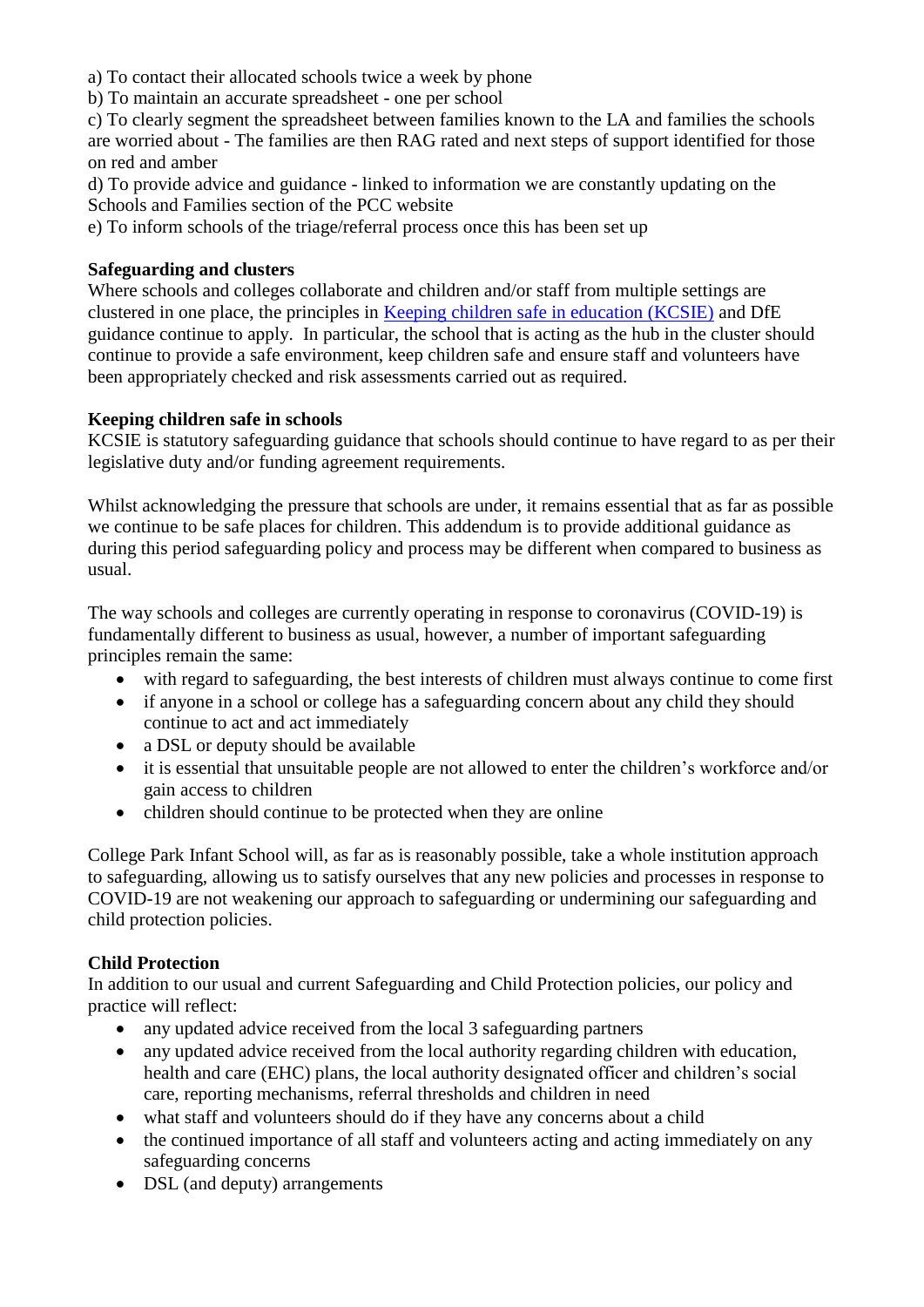a) To contact their allocated schools twice a week by phone
b) To maintain an accurate spreadsheet - one per school
c) To clearly segment the spreadsheet between families known to the LA and families the schools are worried about - The families are then RAG rated and next steps of support identified for those on red and amber
d) To provide advice and guidance - linked to information we are constantly updating on the Schools and Families section of the PCC website
e) To inform schools of the triage/referral process once this has been set up

**Safeguarding and clusters**
Where schools and colleges collaborate and children and/or staff from multiple settings are clustered in one place, the principles in Keeping children safe in education (KCSIE) and DfE guidance continue to apply. In particular, the school that is acting as the hub in the cluster should continue to provide a safe environment, keep children safe and ensure staff and volunteers have been appropriately checked and risk assessments carried out as required.

**Keeping children safe in schools**
KCSIE is statutory safeguarding guidance that schools should continue to have regard to as per their legislative duty and/or funding agreement requirements.

Whilst acknowledging the pressure that schools are under, it remains essential that as far as possible we continue to be safe places for children. This addendum is to provide additional guidance as during this period safeguarding policy and process may be different when compared to business as usual.

The way schools and colleges are currently operating in response to coronavirus (COVID-19) is fundamentally different to business as usual, however, a number of important safeguarding principles remain the same:

- with regard to safeguarding, the best interests of children must always continue to come first
- if anyone in a school or college has a safeguarding concern about any child they should continue to act and act immediately
- a DSL or deputy should be available
- it is essential that unsuitable people are not allowed to enter the children's workforce and/or gain access to children
- children should continue to be protected when they are online

College Park Infant School will, as far as is reasonably possible, take a whole institution approach to safeguarding, allowing us to satisfy ourselves that any new policies and processes in response to COVID-19 are not weakening our approach to safeguarding or undermining our safeguarding and child protection policies.

**Child Protection**
In addition to our usual and current Safeguarding and Child Protection policies, our policy and practice will reflect:

- any updated advice received from the local 3 safeguarding partners
- any updated advice received from the local authority regarding children with education, health and care (EHC) plans, the local authority designated officer and children's social care, reporting mechanisms, referral thresholds and children in need
- what staff and volunteers should do if they have any concerns about a child
- the continued importance of all staff and volunteers acting and acting immediately on any safeguarding concerns
- DSL (and deputy) arrangements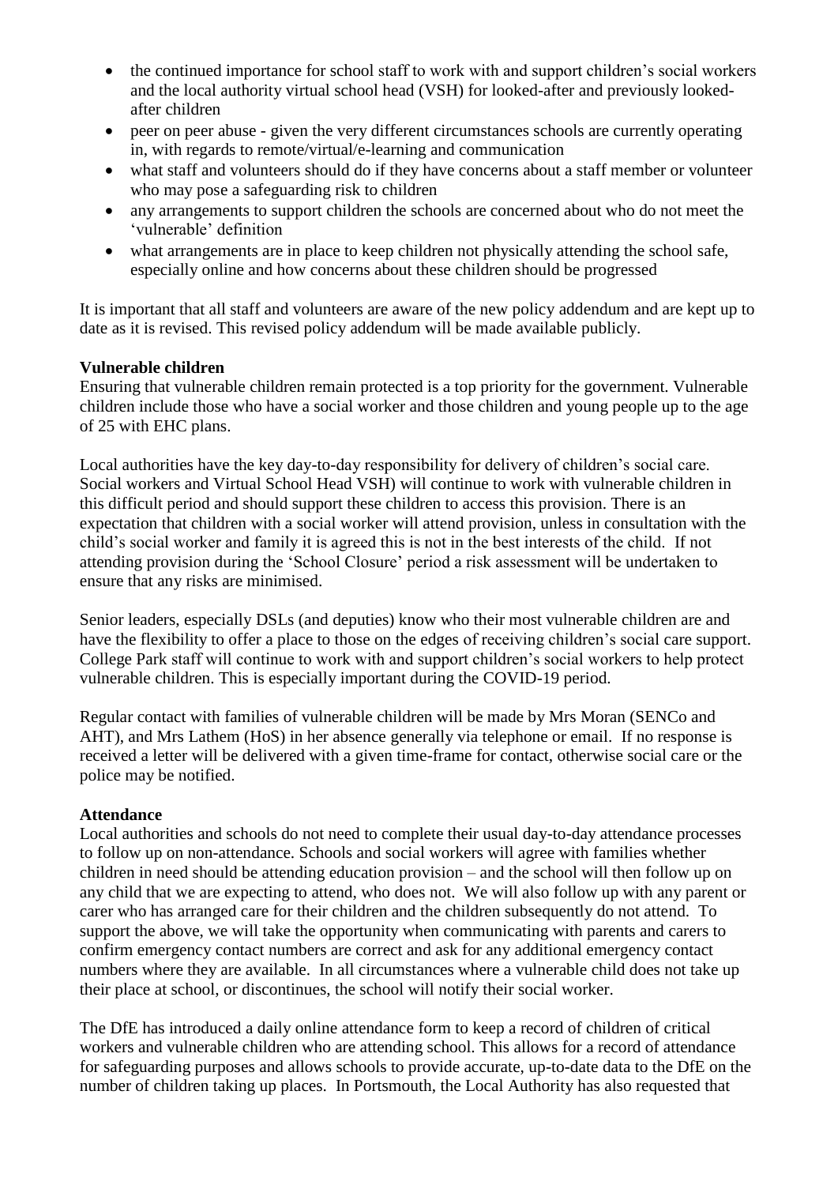- the continued importance for school staff to work with and support children's social workers and the local authority virtual school head (VSH) for looked-after and previously looked-after children
- peer on peer abuse - given the very different circumstances schools are currently operating in, with regards to remote/virtual/e-learning and communication
- what staff and volunteers should do if they have concerns about a staff member or volunteer who may pose a safeguarding risk to children
- any arrangements to support children the schools are concerned about who do not meet the 'vulnerable' definition
- what arrangements are in place to keep children not physically attending the school safe, especially online and how concerns about these children should be progressed

It is important that all staff and volunteers are aware of the new policy addendum and are kept up to date as it is revised. This revised policy addendum will be made available publicly.

**Vulnerable children**

Ensuring that vulnerable children remain protected is a top priority for the government. Vulnerable children include those who have a social worker and those children and young people up to the age of 25 with EHC plans.

Local authorities have the key day-to-day responsibility for delivery of children's social care. Social workers and Virtual School Head VSH) will continue to work with vulnerable children in this difficult period and should support these children to access this provision. There is an expectation that children with a social worker will attend provision, unless in consultation with the child's social worker and family it is agreed this is not in the best interests of the child. If not attending provision during the 'School Closure' period a risk assessment will be undertaken to ensure that any risks are minimised.

Senior leaders, especially DSLs (and deputies) know who their most vulnerable children are and have the flexibility to offer a place to those on the edges of receiving children's social care support. College Park staff will continue to work with and support children's social workers to help protect vulnerable children. This is especially important during the COVID-19 period.

Regular contact with families of vulnerable children will be made by Mrs Moran (SENCo and AHT), and Mrs Lathem (HoS) in her absence generally via telephone or email. If no response is received a letter will be delivered with a given time-frame for contact, otherwise social care or the police may be notified.

**Attendance**

Local authorities and schools do not need to complete their usual day-to-day attendance processes to follow up on non-attendance. Schools and social workers will agree with families whether children in need should be attending education provision – and the school will then follow up on any child that we are expecting to attend, who does not. We will also follow up with any parent or carer who has arranged care for their children and the children subsequently do not attend. To support the above, we will take the opportunity when communicating with parents and carers to confirm emergency contact numbers are correct and ask for any additional emergency contact numbers where they are available. In all circumstances where a vulnerable child does not take up their place at school, or discontinues, the school will notify their social worker.

The DfE has introduced a daily online attendance form to keep a record of children of critical workers and vulnerable children who are attending school. This allows for a record of attendance for safeguarding purposes and allows schools to provide accurate, up-to-date data to the DfE on the number of children taking up places. In Portsmouth, the Local Authority has also requested that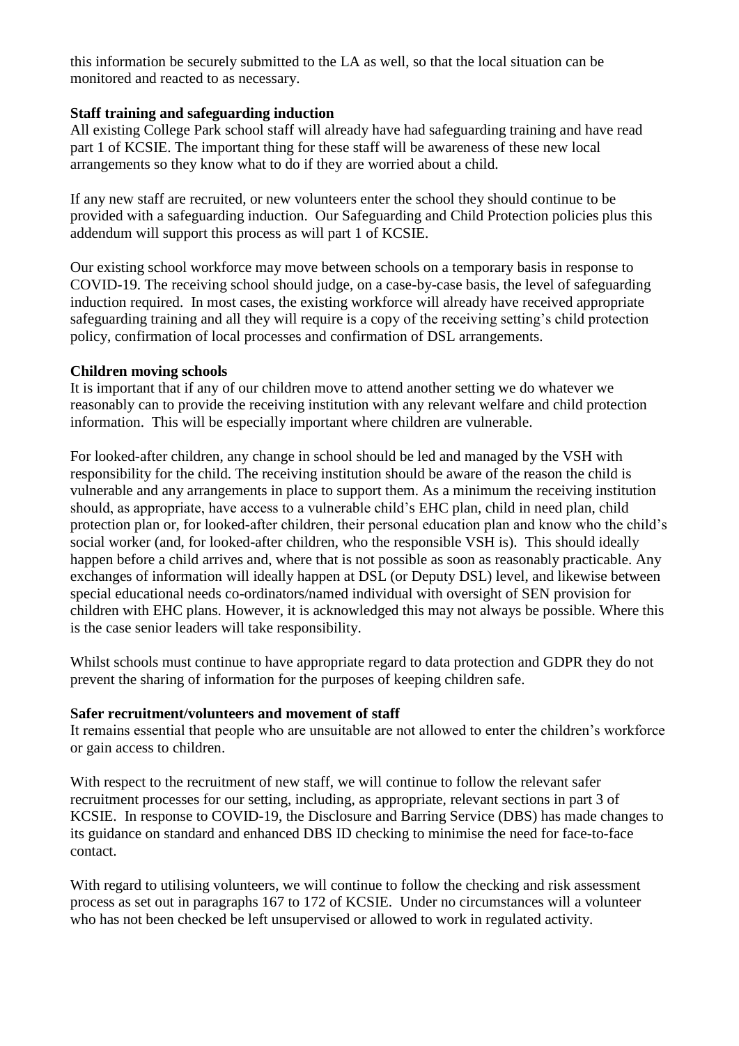this information be securely submitted to the LA as well, so that the local situation can be monitored and reacted to as necessary.

**Staff training and safeguarding induction**

All existing College Park school staff will already have had safeguarding training and have read part 1 of KCSIE. The important thing for these staff will be awareness of these new local arrangements so they know what to do if they are worried about a child.

If any new staff are recruited, or new volunteers enter the school they should continue to be provided with a safeguarding induction. Our Safeguarding and Child Protection policies plus this addendum will support this process as will part 1 of KCSIE.

Our existing school workforce may move between schools on a temporary basis in response to COVID-19. The receiving school should judge, on a case-by-case basis, the level of safeguarding induction required. In most cases, the existing workforce will already have received appropriate safeguarding training and all they will require is a copy of the receiving setting's child protection policy, confirmation of local processes and confirmation of DSL arrangements.

**Children moving schools**

It is important that if any of our children move to attend another setting we do whatever we reasonably can to provide the receiving institution with any relevant welfare and child protection information. This will be especially important where children are vulnerable.

For looked-after children, any change in school should be led and managed by the VSH with responsibility for the child. The receiving institution should be aware of the reason the child is vulnerable and any arrangements in place to support them. As a minimum the receiving institution should, as appropriate, have access to a vulnerable child's EHC plan, child in need plan, child protection plan or, for looked-after children, their personal education plan and know who the child's social worker (and, for looked-after children, who the responsible VSH is). This should ideally happen before a child arrives and, where that is not possible as soon as reasonably practicable. Any exchanges of information will ideally happen at DSL (or Deputy DSL) level, and likewise between special educational needs co-ordinators/named individual with oversight of SEN provision for children with EHC plans. However, it is acknowledged this may not always be possible. Where this is the case senior leaders will take responsibility.

Whilst schools must continue to have appropriate regard to data protection and GDPR they do not prevent the sharing of information for the purposes of keeping children safe.

**Safer recruitment/volunteers and movement of staff**

It remains essential that people who are unsuitable are not allowed to enter the children's workforce or gain access to children.

With respect to the recruitment of new staff, we will continue to follow the relevant safer recruitment processes for our setting, including, as appropriate, relevant sections in part 3 of KCSIE. In response to COVID-19, the Disclosure and Barring Service (DBS) has made changes to its guidance on standard and enhanced DBS ID checking to minimise the need for face-to-face contact.

With regard to utilising volunteers, we will continue to follow the checking and risk assessment process as set out in paragraphs 167 to 172 of KCSIE. Under no circumstances will a volunteer who has not been checked be left unsupervised or allowed to work in regulated activity.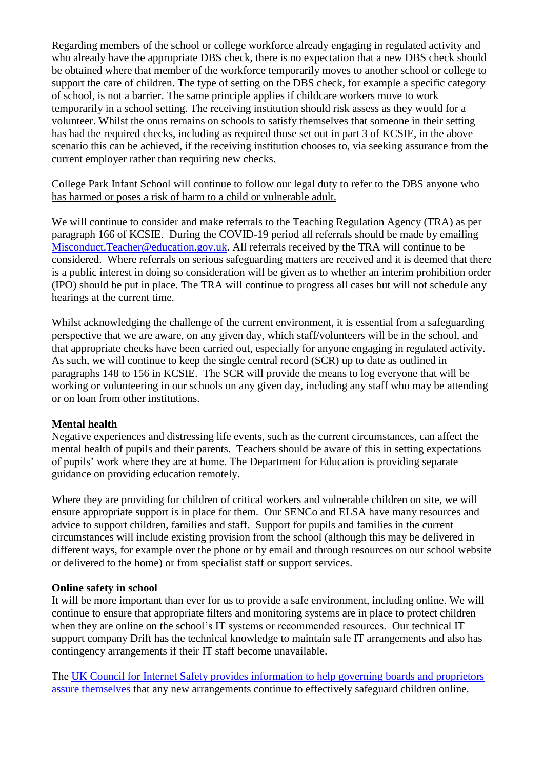Regarding members of the school or college workforce already engaging in regulated activity and who already have the appropriate DBS check, there is no expectation that a new DBS check should be obtained where that member of the workforce temporarily moves to another school or college to support the care of children. The type of setting on the DBS check, for example a specific category of school, is not a barrier. The same principle applies if childcare workers move to work temporarily in a school setting. The receiving institution should risk assess as they would for a volunteer. Whilst the onus remains on schools to satisfy themselves that someone in their setting has had the required checks, including as required those set out in part 3 of KCSIE, in the above scenario this can be achieved, if the receiving institution chooses to, via seeking assurance from the current employer rather than requiring new checks.

College Park Infant School will continue to follow our legal duty to refer to the DBS anyone who has harmed or poses a risk of harm to a child or vulnerable adult.

We will continue to consider and make referrals to the Teaching Regulation Agency (TRA) as per paragraph 166 of KCSIE. During the COVID-19 period all referrals should be made by emailing Misconduct.Teacher@education.gov.uk. All referrals received by the TRA will continue to be considered. Where referrals on serious safeguarding matters are received and it is deemed that there is a public interest in doing so consideration will be given as to whether an interim prohibition order (IPO) should be put in place. The TRA will continue to progress all cases but will not schedule any hearings at the current time.

Whilst acknowledging the challenge of the current environment, it is essential from a safeguarding perspective that we are aware, on any given day, which staff/volunteers will be in the school, and that appropriate checks have been carried out, especially for anyone engaging in regulated activity. As such, we will continue to keep the single central record (SCR) up to date as outlined in paragraphs 148 to 156 in KCSIE. The SCR will provide the means to log everyone that will be working or volunteering in our schools on any given day, including any staff who may be attending or on loan from other institutions.

**Mental health**

Negative experiences and distressing life events, such as the current circumstances, can affect the mental health of pupils and their parents. Teachers should be aware of this in setting expectations of pupils' work where they are at home. The Department for Education is providing separate guidance on providing education remotely.

Where they are providing for children of critical workers and vulnerable children on site, we will ensure appropriate support is in place for them. Our SENCo and ELSA have many resources and advice to support children, families and staff. Support for pupils and families in the current circumstances will include existing provision from the school (although this may be delivered in different ways, for example over the phone or by email and through resources on our school website or delivered to the home) or from specialist staff or support services.

**Online safety in school**

It will be more important than ever for us to provide a safe environment, including online. We will continue to ensure that appropriate filters and monitoring systems are in place to protect children when they are online on the school's IT systems or recommended resources. Our technical IT support company Drift has the technical knowledge to maintain safe IT arrangements and also has contingency arrangements if their IT staff become unavailable.

The UK Council for Internet Safety provides information to help governing boards and proprietors assure themselves that any new arrangements continue to effectively safeguard children online.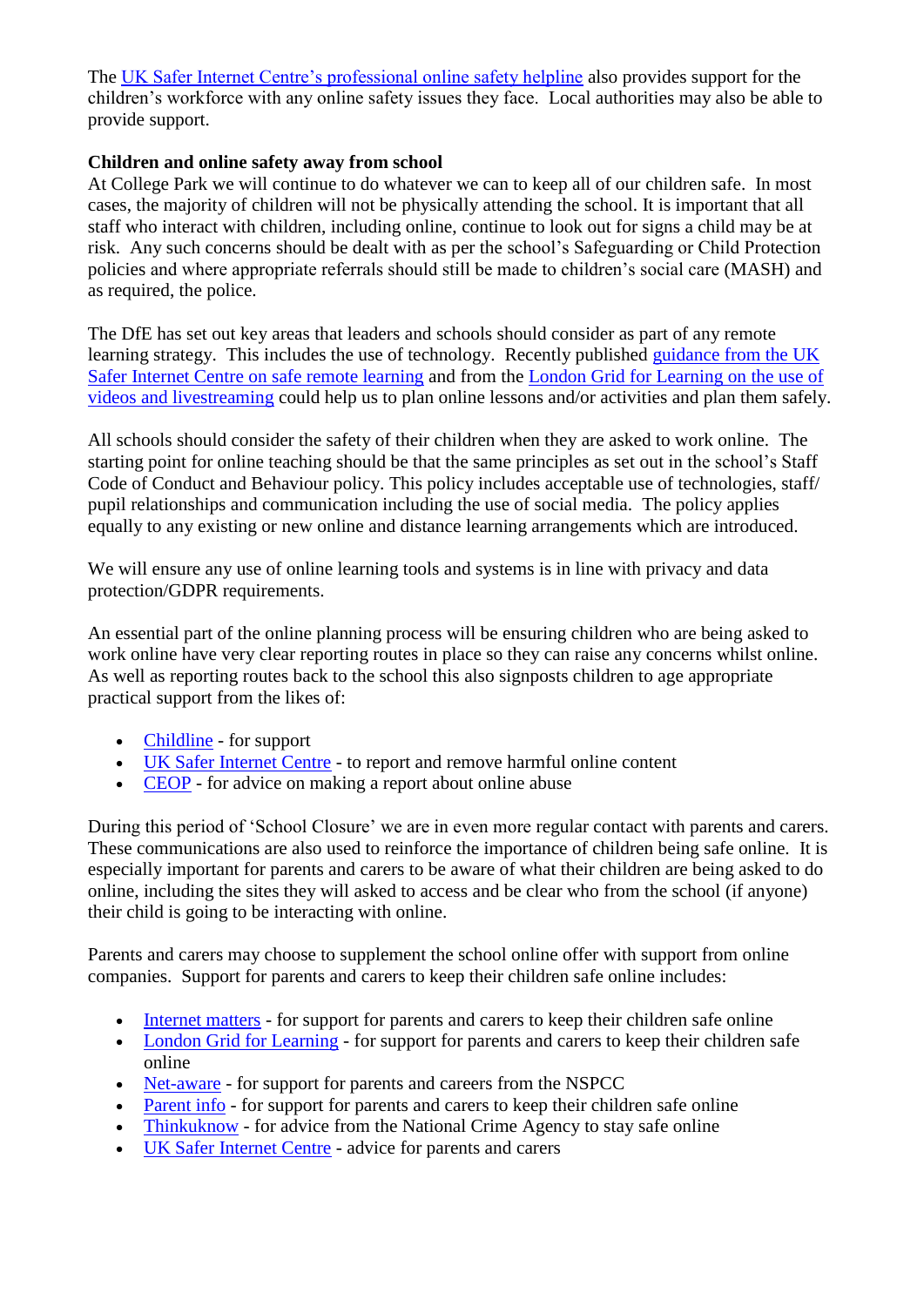The UK Safer Internet Centre's professional online safety helpline also provides support for the children's workforce with any online safety issues they face. Local authorities may also be able to provide support.

**Children and online safety away from school**

At College Park we will continue to do whatever we can to keep all of our children safe. In most cases, the majority of children will not be physically attending the school. It is important that all staff who interact with children, including online, continue to look out for signs a child may be at risk. Any such concerns should be dealt with as per the school's Safeguarding or Child Protection policies and where appropriate referrals should still be made to children's social care (MASH) and as required, the police.

The DfE has set out key areas that leaders and schools should consider as part of any remote learning strategy. This includes the use of technology. Recently published guidance from the UK Safer Internet Centre on safe remote learning and from the London Grid for Learning on the use of videos and livestreaming could help us to plan online lessons and/or activities and plan them safely.

All schools should consider the safety of their children when they are asked to work online. The starting point for online teaching should be that the same principles as set out in the school's Staff Code of Conduct and Behaviour policy. This policy includes acceptable use of technologies, staff/ pupil relationships and communication including the use of social media. The policy applies equally to any existing or new online and distance learning arrangements which are introduced.

We will ensure any use of online learning tools and systems is in line with privacy and data protection/GDPR requirements.

An essential part of the online planning process will be ensuring children who are being asked to work online have very clear reporting routes in place so they can raise any concerns whilst online. As well as reporting routes back to the school this also signposts children to age appropriate practical support from the likes of:

- Childline - for support
- UK Safer Internet Centre - to report and remove harmful online content
- CEOP - for advice on making a report about online abuse

During this period of 'School Closure' we are in even more regular contact with parents and carers. These communications are also used to reinforce the importance of children being safe online. It is especially important for parents and carers to be aware of what their children are being asked to do online, including the sites they will asked to access and be clear who from the school (if anyone) their child is going to be interacting with online.

Parents and carers may choose to supplement the school online offer with support from online companies. Support for parents and carers to keep their children safe online includes:

- Internet matters - for support for parents and carers to keep their children safe online
- London Grid for Learning - for support for parents and carers to keep their children safe online
- Net-aware - for support for parents and careers from the NSPCC
- Parent info - for support for parents and carers to keep their children safe online
- Thinkuknow - for advice from the National Crime Agency to stay safe online
- UK Safer Internet Centre - advice for parents and carers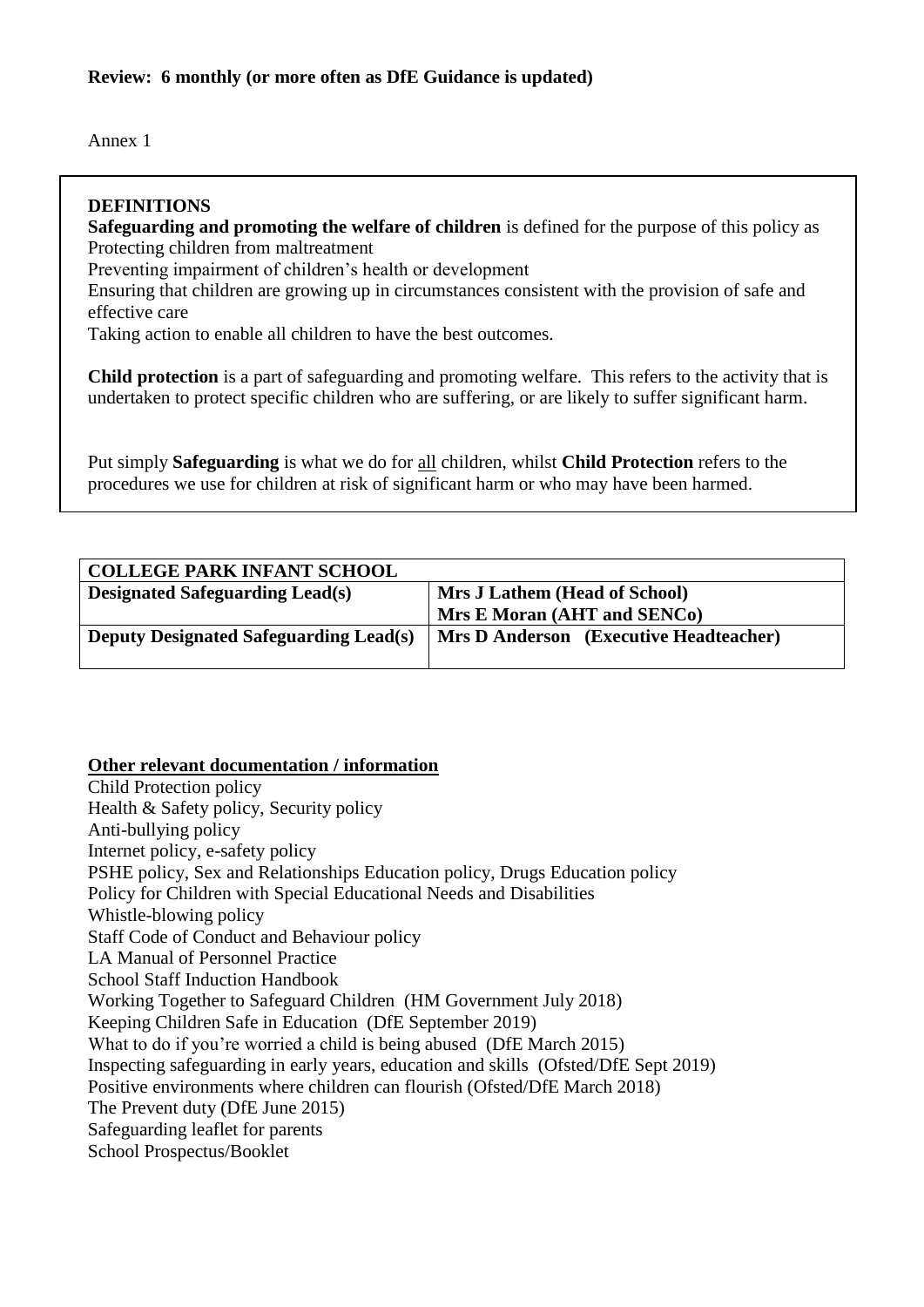**Review: 6 monthly (or more often as DfE Guidance is updated)**

Annex 1

**DEFINITIONS**

**Safeguarding and promoting the welfare of children** is defined for the purpose of this policy as
Protecting children from maltreatment
Preventing impairment of children's health or development
Ensuring that children are growing up in circumstances consistent with the provision of safe and effective care
Taking action to enable all children to have the best outcomes.

**Child protection** is a part of safeguarding and promoting welfare. This refers to the activity that is undertaken to protect specific children who are suffering, or are likely to suffer significant harm.

Put simply **Safeguarding** is what we do for <u>all</u> children, whilst **Child Protection** refers to the procedures we use for children at risk of significant harm or who may have been harmed.

| COLLEGE PARK INFANT SCHOOL | |
|---|---|
| **Designated Safeguarding Lead(s)** | **Mrs J Lathem (Head of School)**<br>**Mrs E Moran (AHT and SENCo)** |
| **Deputy Designated Safeguarding Lead(s)** | **Mrs D Anderson (Executive Headteacher)** |

**<u>Other relevant documentation / information</u>**

Child Protection policy
Health & Safety policy, Security policy
Anti-bullying policy
Internet policy, e-safety policy
PSHE policy, Sex and Relationships Education policy, Drugs Education policy
Policy for Children with Special Educational Needs and Disabilities
Whistle-blowing policy
Staff Code of Conduct and Behaviour policy
LA Manual of Personnel Practice
School Staff Induction Handbook
Working Together to Safeguard Children (HM Government July 2018)
Keeping Children Safe in Education (DfE September 2019)
What to do if you're worried a child is being abused (DfE March 2015)
Inspecting safeguarding in early years, education and skills (Ofsted/DfE Sept 2019)
Positive environments where children can flourish (Ofsted/DfE March 2018)
The Prevent duty (DfE June 2015)
Safeguarding leaflet for parents
School Prospectus/Booklet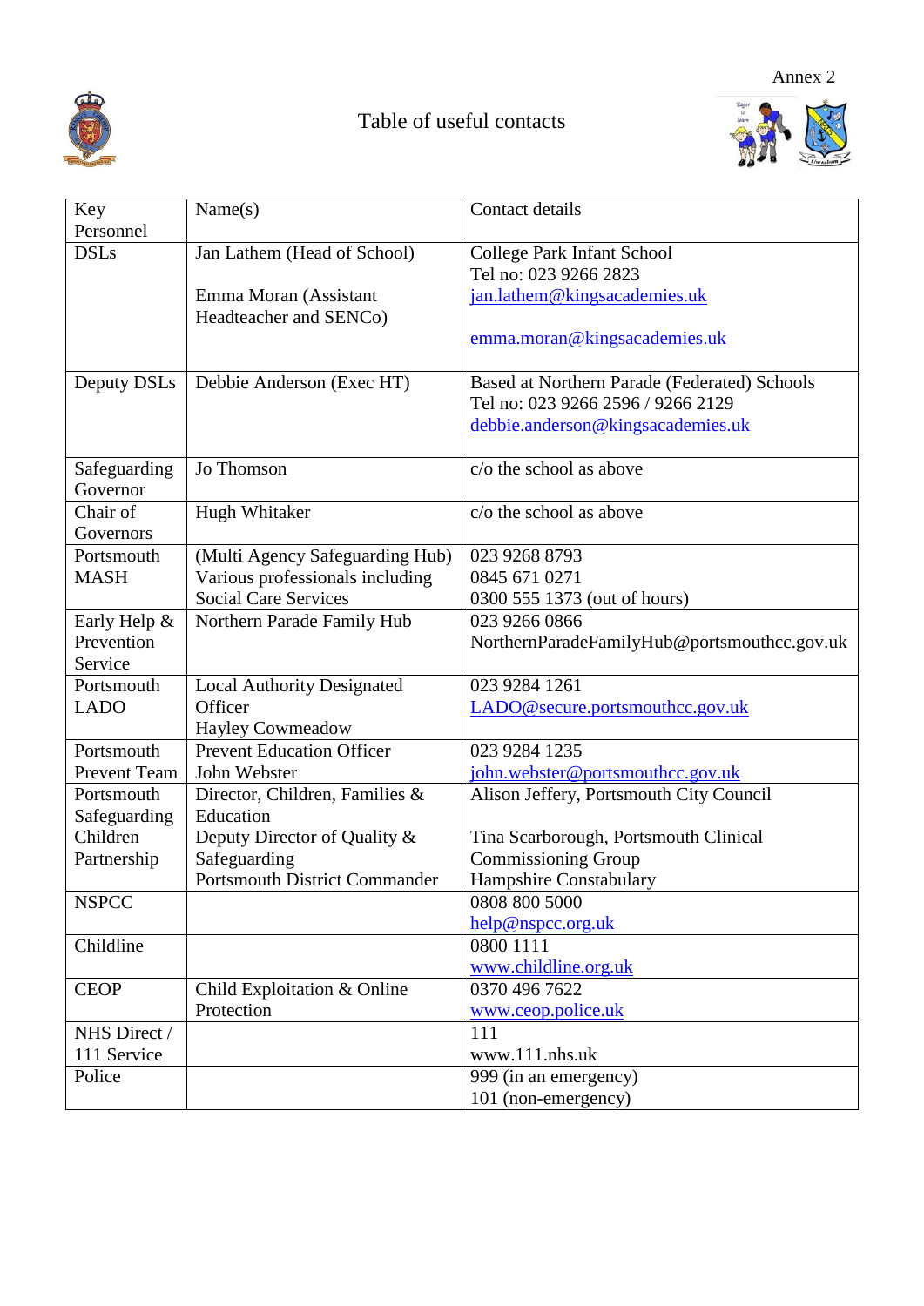Annex 2

# Table of useful contacts

| Key Personnel | Name(s) | Contact details |
|---|---|---|
| DSLs | Jan Lathem (Head of School)<br><br>Emma Moran (Assistant Headteacher and SENCo) | College Park Infant School<br>Tel no: 023 9266 2823<br>jan.lathem@kingsacademies.uk<br><br>emma.moran@kingsacademies.uk |
| Deputy DSLs | Debbie Anderson (Exec HT) | Based at Northern Parade (Federated) Schools<br>Tel no: 023 9266 2596 / 9266 2129<br>debbie.anderson@kingsacademies.uk |
| Safeguarding Governor | Jo Thomson | c/o the school as above |
| Chair of Governors | Hugh Whitaker | c/o the school as above |
| Portsmouth MASH | (Multi Agency Safeguarding Hub) Various professionals including Social Care Services | 023 9268 8793<br>0845 671 0271<br>0300 555 1373 (out of hours) |
| Early Help & Prevention Service | Northern Parade Family Hub | 023 9266 0866<br>NorthernParadeFamilyHub@portsmouthcc.gov.uk |
| Portsmouth LADO | Local Authority Designated Officer<br>Hayley Cowmeadow | 023 9284 1261<br>LADO@secure.portsmouthcc.gov.uk |
| Portsmouth Prevent Team | Prevent Education Officer<br>John Webster | 023 9284 1235<br>john.webster@portsmouthcc.gov.uk |
| Portsmouth Safeguarding Children Partnership | Director, Children, Families & Education<br>Deputy Director of Quality & Safeguarding<br>Portsmouth District Commander | Alison Jeffery, Portsmouth City Council<br><br>Tina Scarborough, Portsmouth Clinical Commissioning Group<br>Hampshire Constabulary |
| NSPCC | | 0808 800 5000<br>help@nspcc.org.uk |
| Childline | | 0800 1111<br>www.childline.org.uk |
| CEOP | Child Exploitation & Online Protection | 0370 496 7622<br>www.ceop.police.uk |
| NHS Direct / 111 Service | | 111<br>www.111.nhs.uk |
| Police | | 999 (in an emergency)<br>101 (non-emergency) |